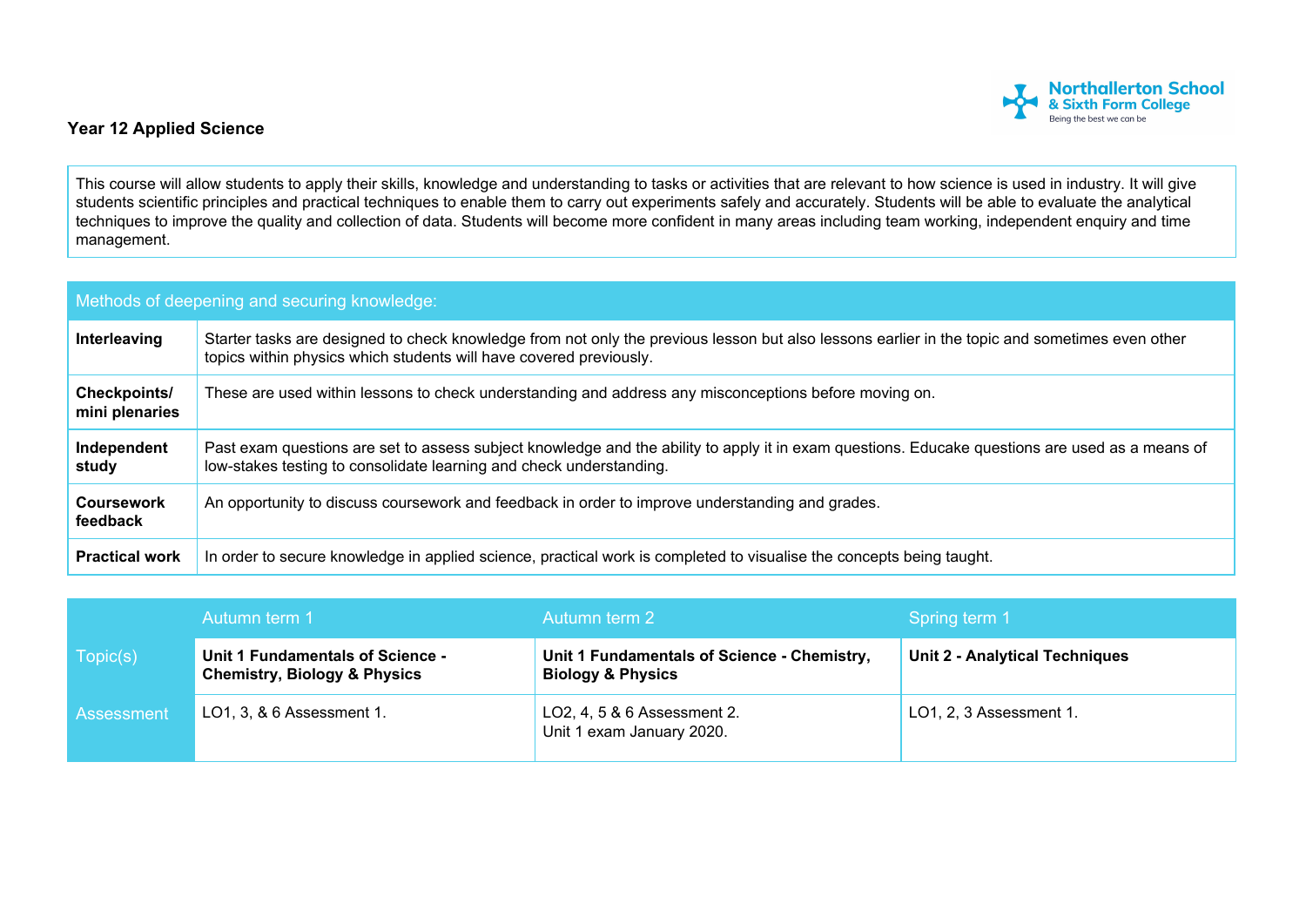# Year 12 Applied Science

This course will allow students to apply their skills, knowledge and understanding to tasks or activities that are relevant to how science is used in industry. It will give students scientific principles and practical techniques to enable them to carry out experiments safely and accurately. Students will be able to evaluate the analytical techniques to improve the quality and collection of data. Students will become more confident in many areas including team working, independent enquiry and time management.

| Methods of deepening and securing knowledge: | |
|---|---|
| **Interleaving** | Starter tasks are designed to check knowledge from not only the previous lesson but also lessons earlier in the topic and sometimes even other topics within physics which students will have covered previously. |
| **Checkpoints/ mini plenaries** | These are used within lessons to check understanding and address any misconceptions before moving on. |
| **Independent study** | Past exam questions are set to assess subject knowledge and the ability to apply it in exam questions. Educake questions are used as a means of low-stakes testing to consolidate learning and check understanding. |
| **Coursework feedback** | An opportunity to discuss coursework and feedback in order to improve understanding and grades. |
| **Practical work** | In order to secure knowledge in applied science, practical work is completed to visualise the concepts being taught. |

| | Autumn term 1 | Autumn term 2 | Spring term 1 |
|---|---|---|---|
| Topic(s) | **Unit 1 Fundamentals of Science - Chemistry, Biology & Physics** | **Unit 1 Fundamentals of Science - Chemistry, Biology & Physics** | **Unit 2 - Analytical Techniques** |
| Assessment | LO1, 3, & 6 Assessment 1. | LO2, 4, 5 & 6 Assessment 2.<br>Unit 1 exam January 2020. | LO1, 2, 3 Assessment 1. |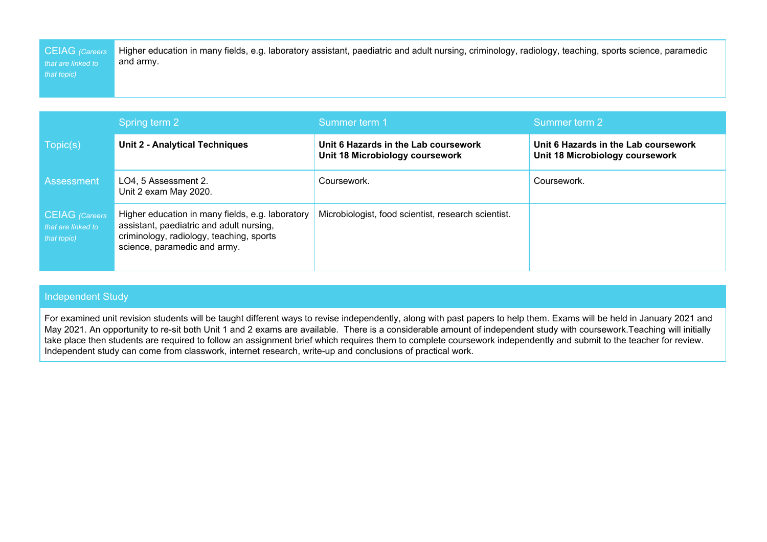| | |
|---|---|
| CEIAG *(Careers that are linked to that topic)* | Higher education in many fields, e.g. laboratory assistant, paediatric and adult nursing, criminology, radiology, teaching, sports science, paramedic and army. |

| | Spring term 2 | Summer term 1 | Summer term 2 |
|---|---|---|---|
| Topic(s) | **Unit 2 - Analytical Techniques** | **Unit 6 Hazards in the Lab coursework**<br>**Unit 18 Microbiology coursework** | **Unit 6 Hazards in the Lab coursework**<br>**Unit 18 Microbiology coursework** |
| Assessment | LO4, 5 Assessment 2.<br>Unit 2 exam May 2020. | Coursework. | Coursework. |
| CEIAG *(Careers that are linked to that topic)* | Higher education in many fields, e.g. laboratory assistant, paediatric and adult nursing, criminology, radiology, teaching, sports science, paramedic and army. | Microbiologist, food scientist, research scientist. | |

## Independent Study

For examined unit revision students will be taught different ways to revise independently, along with past papers to help them. Exams will be held in January 2021 and May 2021. An opportunity to re-sit both Unit 1 and 2 exams are available. There is a considerable amount of independent study with coursework.Teaching will initially take place then students are required to follow an assignment brief which requires them to complete coursework independently and submit to the teacher for review. Independent study can come from classwork, internet research, write-up and conclusions of practical work.